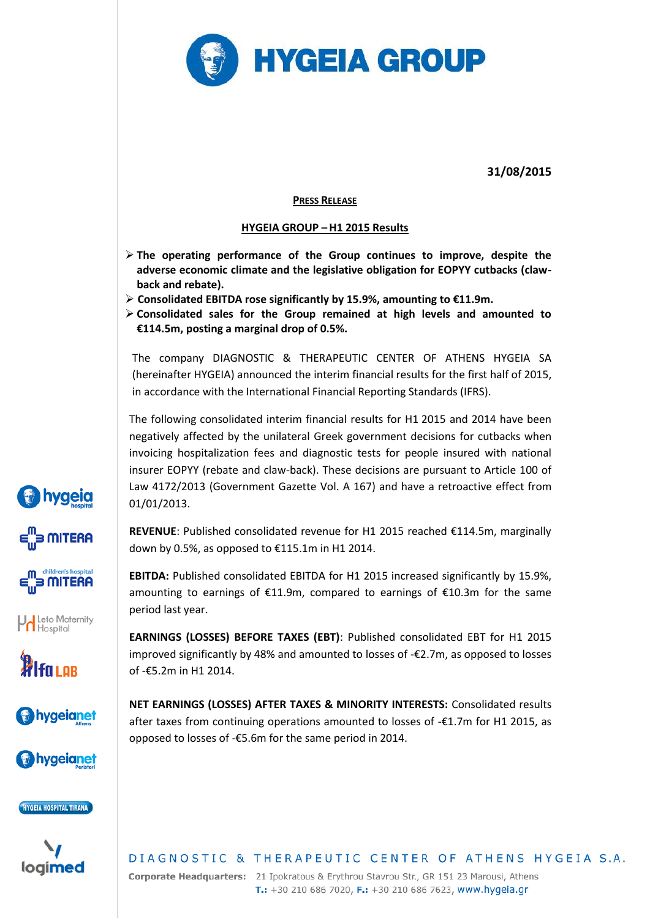# HYGEIA GROUP

**31/08/2015**

**PRESS RELEASE**

**HYGEIA GROUP – H1 2015 Results**

- **The operating performance of the Group continues to improve, despite the adverse economic climate and the legislative obligation for EOPYY cutbacks (claw-back and rebate).**
- **Consolidated EBITDA rose significantly by 15.9%, amounting to €11.9m.**
- **Consolidated sales for the Group remained at high levels and amounted to €114.5m, posting a marginal drop of 0.5%.**

The company DIAGNOSTIC & THERAPEUTIC CENTER OF ATHENS HYGEIA SA (hereinafter HYGEIA) announced the interim financial results for the first half of 2015, in accordance with the International Financial Reporting Standards (IFRS).

The following consolidated interim financial results for H1 2015 and 2014 have been negatively affected by the unilateral Greek government decisions for cutbacks when invoicing hospitalization fees and diagnostic tests for people insured with national insurer EOPYY (rebate and claw-back). These decisions are pursuant to Article 100 of Law 4172/2013 (Government Gazette Vol. A 167) and have a retroactive effect from 01/01/2013.

**REVENUE**: Published consolidated revenue for H1 2015 reached €114.5m, marginally down by 0.5%, as opposed to €115.1m in H1 2014.

**EBITDA:** Published consolidated EBITDA for H1 2015 increased significantly by 15.9%, amounting to earnings of €11.9m, compared to earnings of €10.3m for the same period last year.

**EARNINGS (LOSSES) BEFORE TAXES (EBT)**: Published consolidated EBT for H1 2015 improved significantly by 48% and amounted to losses of -€2.7m, as opposed to losses of -€5.2m in H1 2014.

**NET EARNINGS (LOSSES) AFTER TAXES & MINORITY INTERESTS:** Consolidated results after taxes from continuing operations amounted to losses of -€1.7m for H1 2015, as opposed to losses of -€5.6m for the same period in 2014.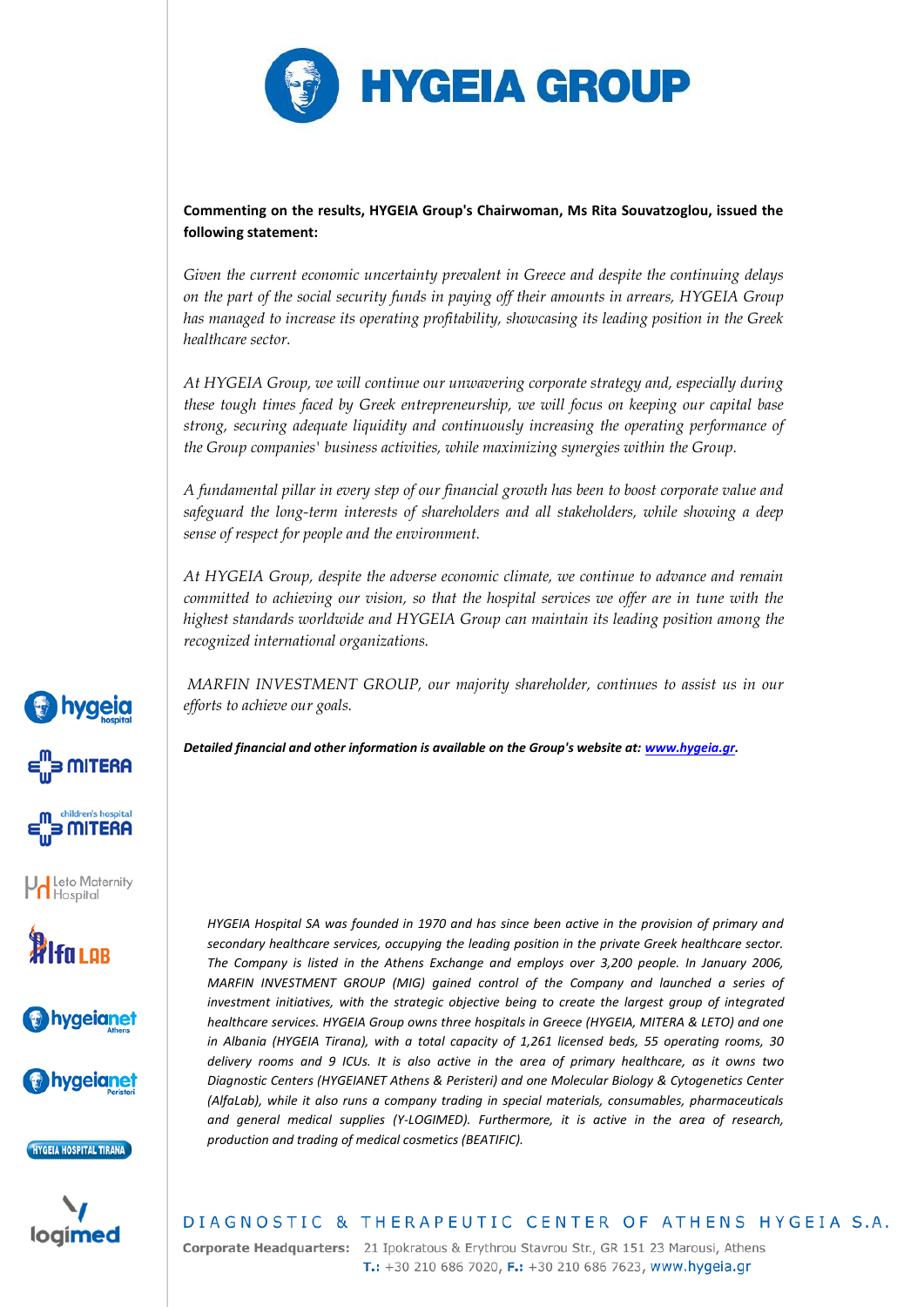**Commenting on the results, HYGEIA Group's Chairwoman, Ms Rita Souvatzoglou, issued the following statement:**

*Given the current economic uncertainty prevalent in Greece and despite the continuing delays on the part of the social security funds in paying off their amounts in arrears, HYGEIA Group has managed to increase its operating profitability, showcasing its leading position in the Greek healthcare sector.*

*At HYGEIA Group, we will continue our unwavering corporate strategy and, especially during these tough times faced by Greek entrepreneurship, we will focus on keeping our capital base strong, securing adequate liquidity and continuously increasing the operating performance of the Group companies' business activities, while maximizing synergies within the Group.*

*A fundamental pillar in every step of our financial growth has been to boost corporate value and safeguard the long-term interests of shareholders and all stakeholders, while showing a deep sense of respect for people and the environment.*

*At HYGEIA Group, despite the adverse economic climate, we continue to advance and remain committed to achieving our vision, so that the hospital services we offer are in tune with the highest standards worldwide and HYGEIA Group can maintain its leading position among the recognized international organizations.*

*MARFIN INVESTMENT GROUP, our majority shareholder, continues to assist us in our efforts to achieve our goals.*

***Detailed financial and other information is available on the Group's website at: [www.hygeia.gr](http://www.hygeia.gr).***

*HYGEIA Hospital SA was founded in 1970 and has since been active in the provision of primary and secondary healthcare services, occupying the leading position in the private Greek healthcare sector. The Company is listed in the Athens Exchange and employs over 3,200 people. In January 2006, MARFIN INVESTMENT GROUP (MIG) gained control of the Company and launched a series of investment initiatives, with the strategic objective being to create the largest group of integrated healthcare services. HYGEIA Group owns three hospitals in Greece (HYGEIA, MITERA & LETO) and one in Albania (HYGEIA Tirana), with a total capacity of 1,261 licensed beds, 55 operating rooms, 30 delivery rooms and 9 ICUs. It is also active in the area of primary healthcare, as it owns two Diagnostic Centers (HYGEIANET Athens & Peristeri) and one Molecular Biology & Cytogenetics Center (AlfaLab), while it also runs a company trading in special materials, consumables, pharmaceuticals and general medical supplies (Y-LOGIMED). Furthermore, it is active in the area of research, production and trading of medical cosmetics (BEATIFIC).*

DIAGNOSTIC & THERAPEUTIC CENTER OF ATHENS HYGEIA S.A.

**Corporate Headquarters:** 21 Ipokratous & Erythrou Stavrou Str., GR 151 23 Marousi, Athens
**T.:** +30 210 686 7020, **F.:** +30 210 686 7623, www.hygeia.gr